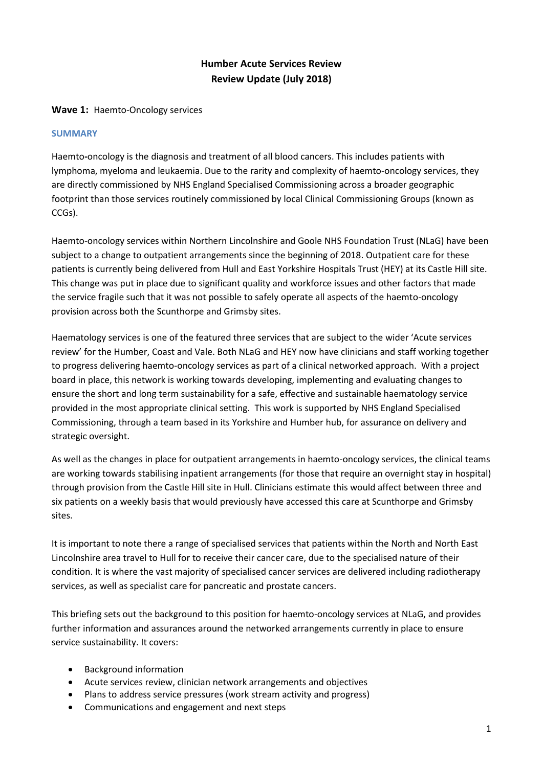# Humber Acute Services Review
## Review Update (July 2018)

**Wave 1:** Haemto-Oncology services

### SUMMARY

Haemto-oncology is the diagnosis and treatment of all blood cancers. This includes patients with lymphoma, myeloma and leukaemia. Due to the rarity and complexity of haemto-oncology services, they are directly commissioned by NHS England Specialised Commissioning across a broader geographic footprint than those services routinely commissioned by local Clinical Commissioning Groups (known as CCGs).

Haemto-oncology services within Northern Lincolnshire and Goole NHS Foundation Trust (NLaG) have been subject to a change to outpatient arrangements since the beginning of 2018. Outpatient care for these patients is currently being delivered from Hull and East Yorkshire Hospitals Trust (HEY) at its Castle Hill site. This change was put in place due to significant quality and workforce issues and other factors that made the service fragile such that it was not possible to safely operate all aspects of the haemto-oncology provision across both the Scunthorpe and Grimsby sites.

Haematology services is one of the featured three services that are subject to the wider 'Acute services review' for the Humber, Coast and Vale. Both NLaG and HEY now have clinicians and staff working together to progress delivering haemto-oncology services as part of a clinical networked approach. With a project board in place, this network is working towards developing, implementing and evaluating changes to ensure the short and long term sustainability for a safe, effective and sustainable haematology service provided in the most appropriate clinical setting. This work is supported by NHS England Specialised Commissioning, through a team based in its Yorkshire and Humber hub, for assurance on delivery and strategic oversight.

As well as the changes in place for outpatient arrangements in haemto-oncology services, the clinical teams are working towards stabilising inpatient arrangements (for those that require an overnight stay in hospital) through provision from the Castle Hill site in Hull. Clinicians estimate this would affect between three and six patients on a weekly basis that would previously have accessed this care at Scunthorpe and Grimsby sites.

It is important to note there a range of specialised services that patients within the North and North East Lincolnshire area travel to Hull for to receive their cancer care, due to the specialised nature of their condition. It is where the vast majority of specialised cancer services are delivered including radiotherapy services, as well as specialist care for pancreatic and prostate cancers.

This briefing sets out the background to this position for haemto-oncology services at NLaG, and provides further information and assurances around the networked arrangements currently in place to ensure service sustainability. It covers:

- Background information
- Acute services review, clinician network arrangements and objectives
- Plans to address service pressures (work stream activity and progress)
- Communications and engagement and next steps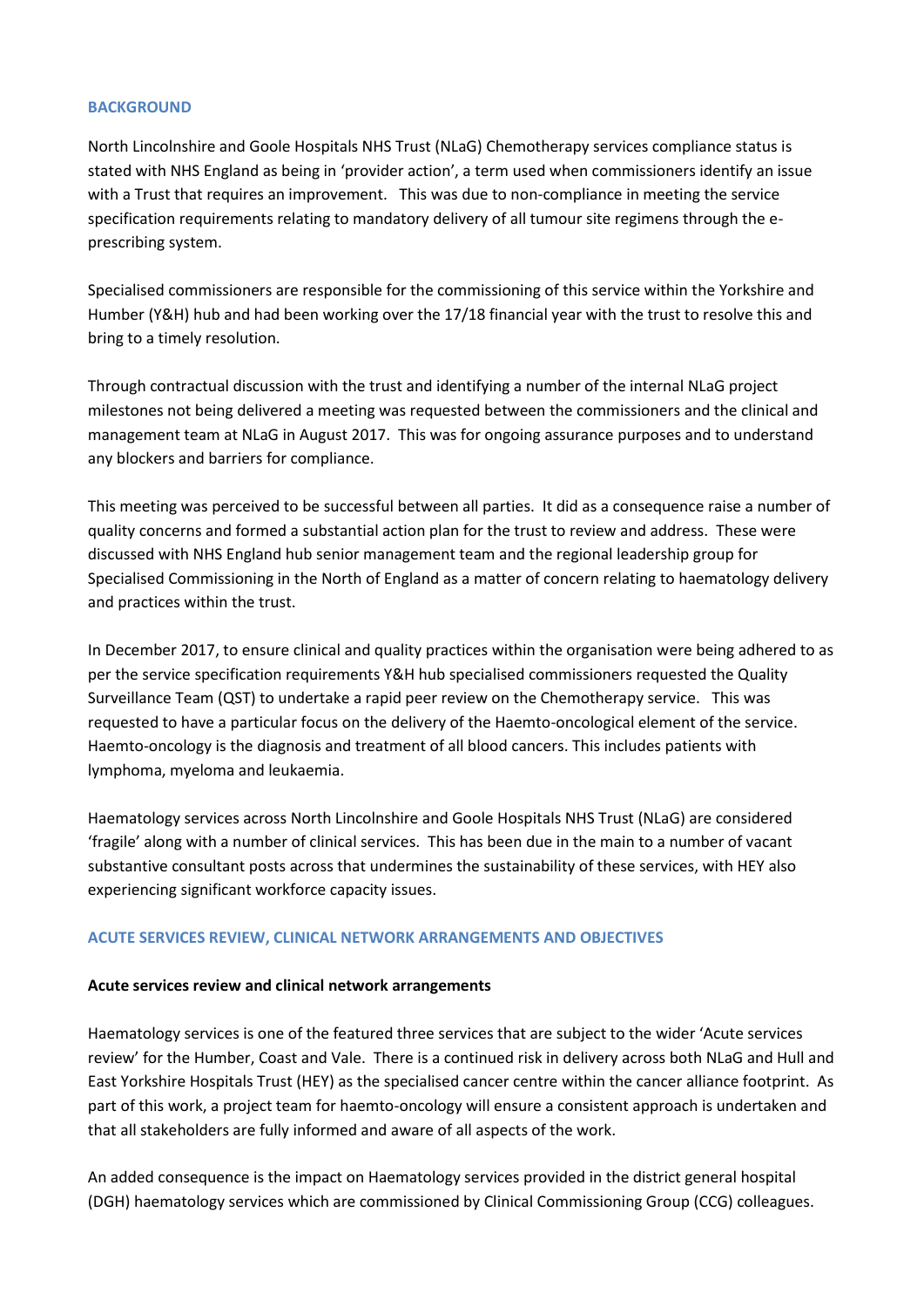## BACKGROUND

North Lincolnshire and Goole Hospitals NHS Trust (NLaG) Chemotherapy services compliance status is stated with NHS England as being in 'provider action', a term used when commissioners identify an issue with a Trust that requires an improvement. This was due to non-compliance in meeting the service specification requirements relating to mandatory delivery of all tumour site regimens through the e-prescribing system.

Specialised commissioners are responsible for the commissioning of this service within the Yorkshire and Humber (Y&H) hub and had been working over the 17/18 financial year with the trust to resolve this and bring to a timely resolution.

Through contractual discussion with the trust and identifying a number of the internal NLaG project milestones not being delivered a meeting was requested between the commissioners and the clinical and management team at NLaG in August 2017. This was for ongoing assurance purposes and to understand any blockers and barriers for compliance.

This meeting was perceived to be successful between all parties. It did as a consequence raise a number of quality concerns and formed a substantial action plan for the trust to review and address. These were discussed with NHS England hub senior management team and the regional leadership group for Specialised Commissioning in the North of England as a matter of concern relating to haematology delivery and practices within the trust.

In December 2017, to ensure clinical and quality practices within the organisation were being adhered to as per the service specification requirements Y&H hub specialised commissioners requested the Quality Surveillance Team (QST) to undertake a rapid peer review on the Chemotherapy service. This was requested to have a particular focus on the delivery of the Haemto-oncological element of the service. Haemto-oncology is the diagnosis and treatment of all blood cancers. This includes patients with lymphoma, myeloma and leukaemia.

Haematology services across North Lincolnshire and Goole Hospitals NHS Trust (NLaG) are considered 'fragile' along with a number of clinical services. This has been due in the main to a number of vacant substantive consultant posts across that undermines the sustainability of these services, with HEY also experiencing significant workforce capacity issues.

## ACUTE SERVICES REVIEW, CLINICAL NETWORK ARRANGEMENTS AND OBJECTIVES

### Acute services review and clinical network arrangements

Haematology services is one of the featured three services that are subject to the wider 'Acute services review' for the Humber, Coast and Vale. There is a continued risk in delivery across both NLaG and Hull and East Yorkshire Hospitals Trust (HEY) as the specialised cancer centre within the cancer alliance footprint. As part of this work, a project team for haemto-oncology will ensure a consistent approach is undertaken and that all stakeholders are fully informed and aware of all aspects of the work.

An added consequence is the impact on Haematology services provided in the district general hospital (DGH) haematology services which are commissioned by Clinical Commissioning Group (CCG) colleagues.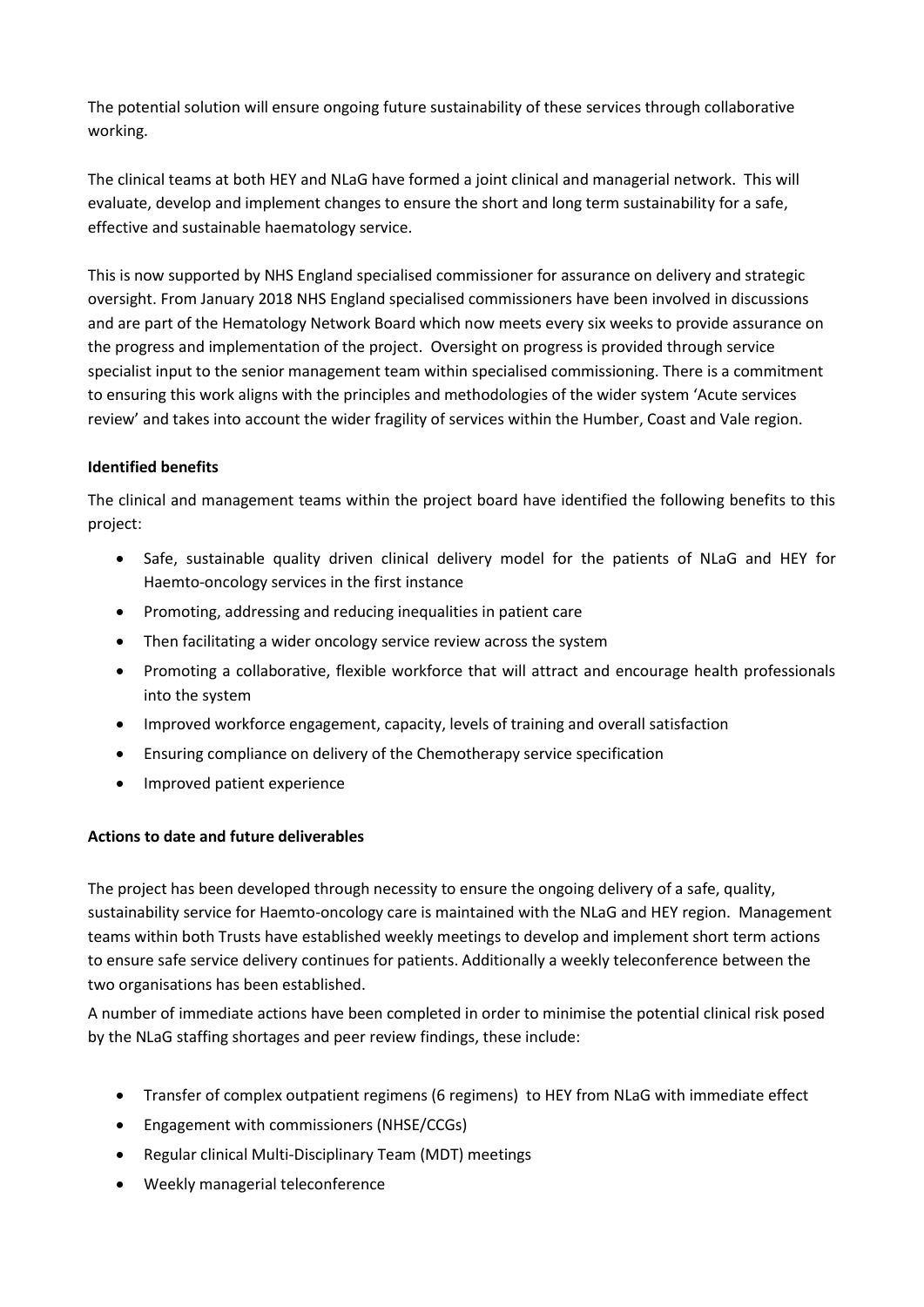The potential solution will ensure ongoing future sustainability of these services through collaborative working.

The clinical teams at both HEY and NLaG have formed a joint clinical and managerial network. This will evaluate, develop and implement changes to ensure the short and long term sustainability for a safe, effective and sustainable haematology service.

This is now supported by NHS England specialised commissioner for assurance on delivery and strategic oversight. From January 2018 NHS England specialised commissioners have been involved in discussions and are part of the Hematology Network Board which now meets every six weeks to provide assurance on the progress and implementation of the project. Oversight on progress is provided through service specialist input to the senior management team within specialised commissioning. There is a commitment to ensuring this work aligns with the principles and methodologies of the wider system 'Acute services review' and takes into account the wider fragility of services within the Humber, Coast and Vale region.

**Identified benefits**

The clinical and management teams within the project board have identified the following benefits to this project:

- Safe, sustainable quality driven clinical delivery model for the patients of NLaG and HEY for Haemto-oncology services in the first instance
- Promoting, addressing and reducing inequalities in patient care
- Then facilitating a wider oncology service review across the system
- Promoting a collaborative, flexible workforce that will attract and encourage health professionals into the system
- Improved workforce engagement, capacity, levels of training and overall satisfaction
- Ensuring compliance on delivery of the Chemotherapy service specification
- Improved patient experience

**Actions to date and future deliverables**

The project has been developed through necessity to ensure the ongoing delivery of a safe, quality, sustainability service for Haemto-oncology care is maintained with the NLaG and HEY region. Management teams within both Trusts have established weekly meetings to develop and implement short term actions to ensure safe service delivery continues for patients. Additionally a weekly teleconference between the two organisations has been established.

A number of immediate actions have been completed in order to minimise the potential clinical risk posed by the NLaG staffing shortages and peer review findings, these include:

- Transfer of complex outpatient regimens (6 regimens) to HEY from NLaG with immediate effect
- Engagement with commissioners (NHSE/CCGs)
- Regular clinical Multi-Disciplinary Team (MDT) meetings
- Weekly managerial teleconference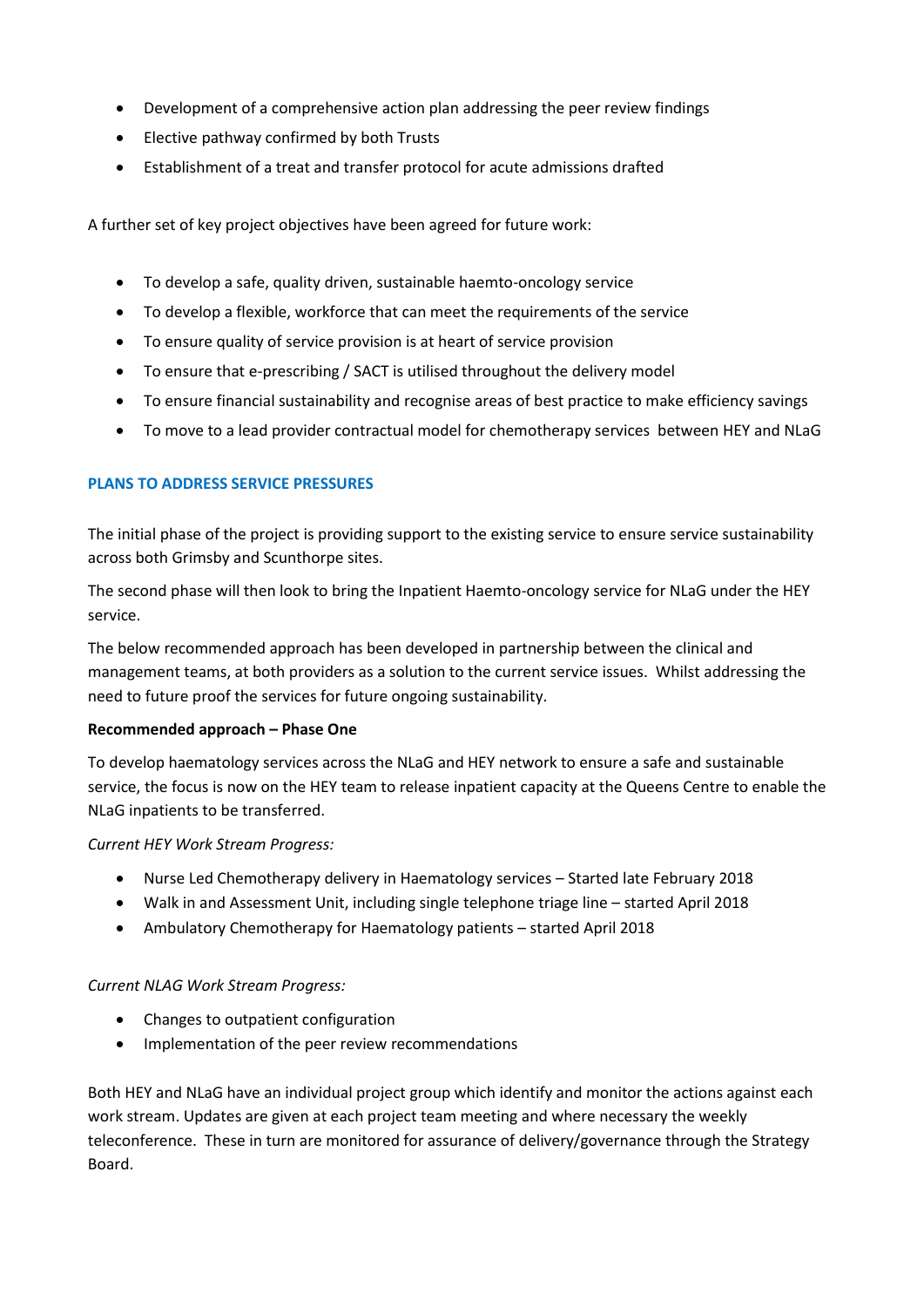- Development of a comprehensive action plan addressing the peer review findings
- Elective pathway confirmed by both Trusts
- Establishment of a treat and transfer protocol for acute admissions drafted

A further set of key project objectives have been agreed for future work:

- To develop a safe, quality driven, sustainable haemto-oncology service
- To develop a flexible, workforce that can meet the requirements of the service
- To ensure quality of service provision is at heart of service provision
- To ensure that e-prescribing / SACT is utilised throughout the delivery model
- To ensure financial sustainability and recognise areas of best practice to make efficiency savings
- To move to a lead provider contractual model for chemotherapy services between HEY and NLaG

## PLANS TO ADDRESS SERVICE PRESSURES

The initial phase of the project is providing support to the existing service to ensure service sustainability across both Grimsby and Scunthorpe sites.

The second phase will then look to bring the Inpatient Haemto-oncology service for NLaG under the HEY service.

The below recommended approach has been developed in partnership between the clinical and management teams, at both providers as a solution to the current service issues. Whilst addressing the need to future proof the services for future ongoing sustainability.

**Recommended approach – Phase One**

To develop haematology services across the NLaG and HEY network to ensure a safe and sustainable service, the focus is now on the HEY team to release inpatient capacity at the Queens Centre to enable the NLaG inpatients to be transferred.

*Current HEY Work Stream Progress:*

- Nurse Led Chemotherapy delivery in Haematology services – Started late February 2018
- Walk in and Assessment Unit, including single telephone triage line – started April 2018
- Ambulatory Chemotherapy for Haematology patients – started April 2018

*Current NLAG Work Stream Progress:*

- Changes to outpatient configuration
- Implementation of the peer review recommendations

Both HEY and NLaG have an individual project group which identify and monitor the actions against each work stream. Updates are given at each project team meeting and where necessary the weekly teleconference. These in turn are monitored for assurance of delivery/governance through the Strategy Board.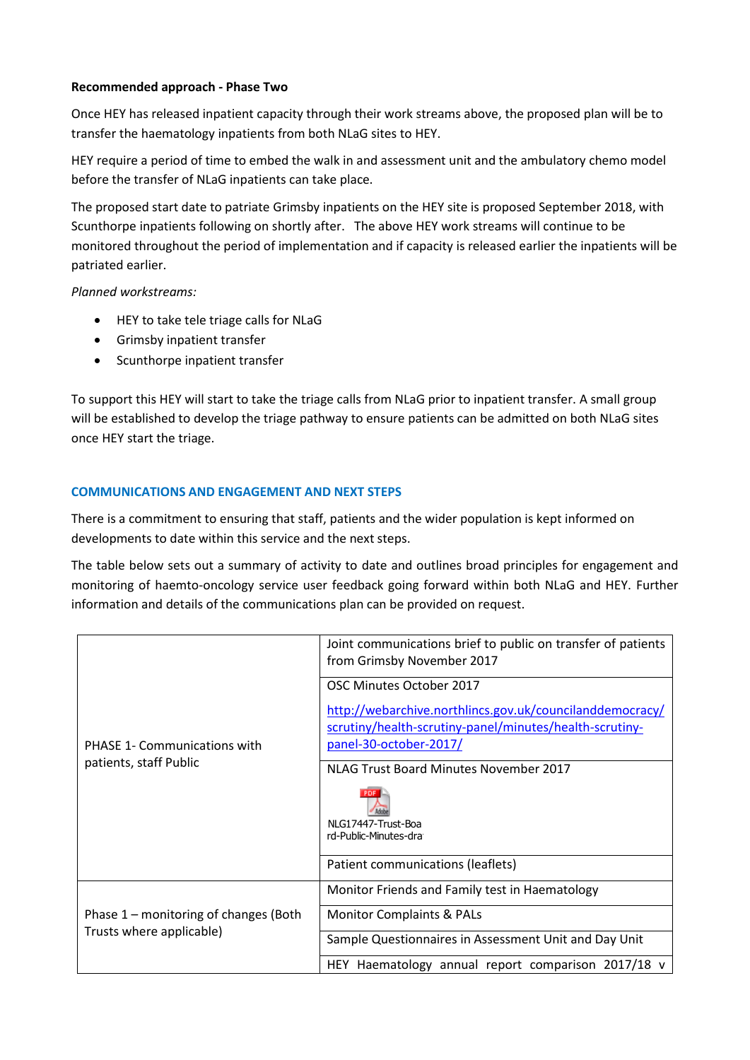**Recommended approach - Phase Two**

Once HEY has released inpatient capacity through their work streams above, the proposed plan will be to transfer the haematology inpatients from both NLaG sites to HEY.

HEY require a period of time to embed the walk in and assessment unit and the ambulatory chemo model before the transfer of NLaG inpatients can take place.

The proposed start date to patriate Grimsby inpatients on the HEY site is proposed September 2018, with Scunthorpe inpatients following on shortly after. The above HEY work streams will continue to be monitored throughout the period of implementation and if capacity is released earlier the inpatients will be patriated earlier.

*Planned workstreams:*

- HEY to take tele triage calls for NLaG
- Grimsby inpatient transfer
- Scunthorpe inpatient transfer

To support this HEY will start to take the triage calls from NLaG prior to inpatient transfer. A small group will be established to develop the triage pathway to ensure patients can be admitted on both NLaG sites once HEY start the triage.

## COMMUNICATIONS AND ENGAGEMENT AND NEXT STEPS

There is a commitment to ensuring that staff, patients and the wider population is kept informed on developments to date within this service and the next steps.

The table below sets out a summary of activity to date and outlines broad principles for engagement and monitoring of haemto-oncology service user feedback going forward within both NLaG and HEY. Further information and details of the communications plan can be provided on request.

| | |
|---|---|
| PHASE 1- Communications with patients, staff Public | Joint communications brief to public on transfer of patients from Grimsby November 2017 |
| | OSC Minutes October 2017<br>http://webarchive.northlincs.gov.uk/councilanddemocracy/scrutiny/health-scrutiny-panel/minutes/health-scrutiny-panel-30-october-2017/ |
| | NLAG Trust Board Minutes November 2017<br>NLG17447-Trust-Board-Public-Minutes-dra |
| | Patient communications (leaflets) |
| Phase 1 – monitoring of changes (Both Trusts where applicable) | Monitor Friends and Family test in Haematology |
| | Monitor Complaints & PALs |
| | Sample Questionnaires in Assessment Unit and Day Unit |
| | HEY Haematology annual report comparison 2017/18 v |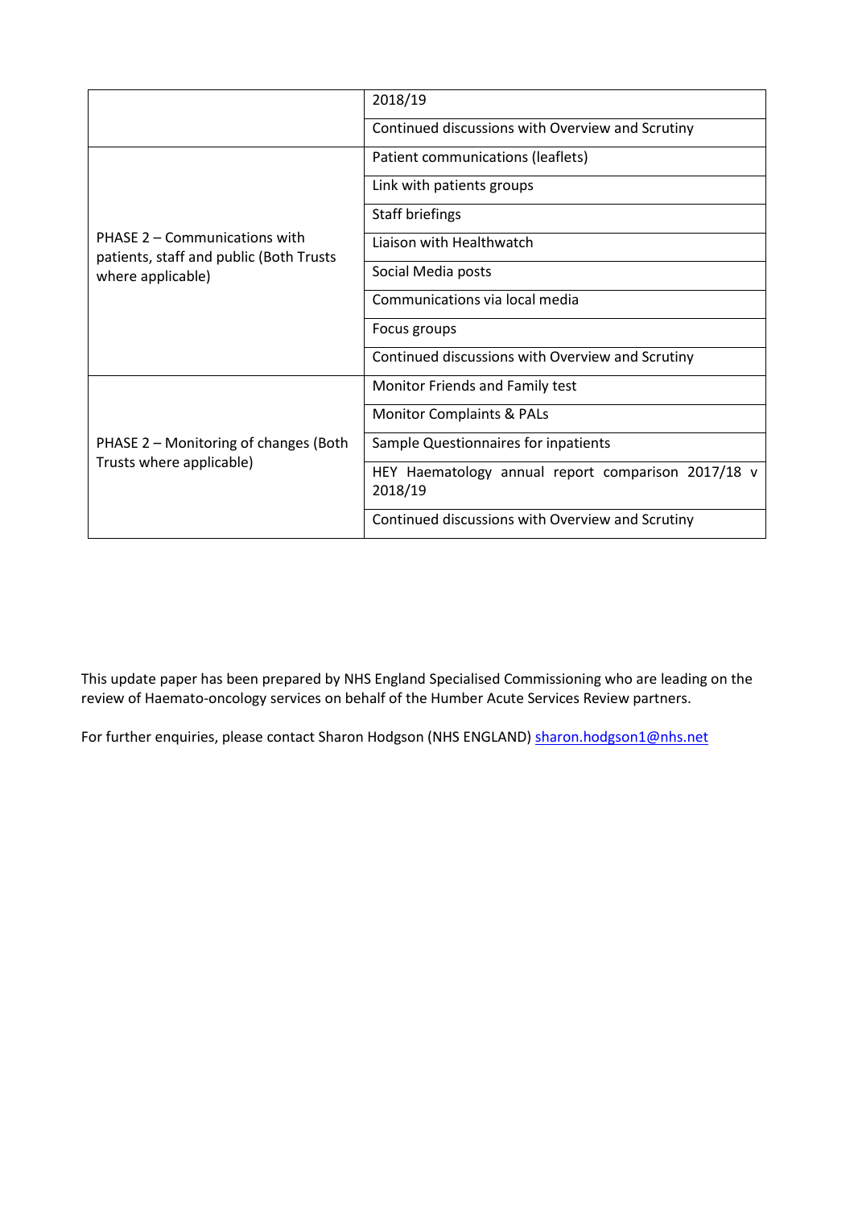| | |
|---|---|
| | 2018/19 |
| | Continued discussions with Overview and Scrutiny |
| PHASE 2 – Communications with patients, staff and public (Both Trusts where applicable) | Patient communications (leaflets) |
| | Link with patients groups |
| | Staff briefings |
| | Liaison with Healthwatch |
| | Social Media posts |
| | Communications via local media |
| | Focus groups |
| | Continued discussions with Overview and Scrutiny |
| PHASE 2 – Monitoring of changes (Both Trusts where applicable) | Monitor Friends and Family test |
| | Monitor Complaints & PALs |
| | Sample Questionnaires for inpatients |
| | HEY Haematology annual report comparison 2017/18 v 2018/19 |
| | Continued discussions with Overview and Scrutiny |

This update paper has been prepared by NHS England Specialised Commissioning who are leading on the review of Haemato-oncology services on behalf of the Humber Acute Services Review partners.

For further enquiries, please contact Sharon Hodgson (NHS ENGLAND) sharon.hodgson1@nhs.net